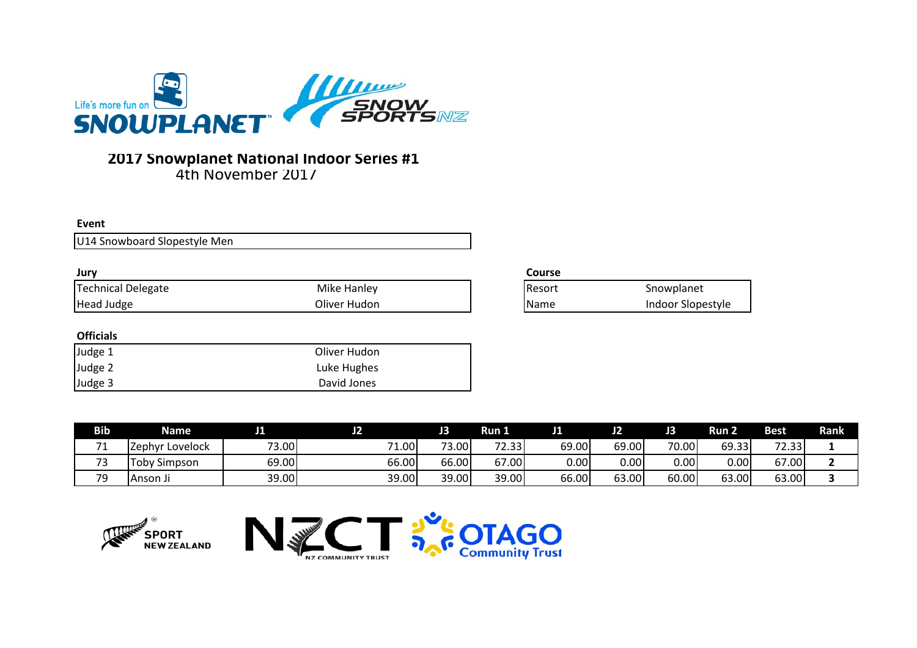# 2017 Snowplanet National Indoor Series #1

4th November 2017

**Event**

U14 Snowboard Slopestyle Men

**Jury**

| | |
|---|---|
| Technical Delegate | Mike Hanley |
| Head Judge | Oliver Hudon |

**Course**

| | |
|---|---|
| Resort | Snowplanet |
| Name | Indoor Slopestyle |

**Officials**

| | |
|---|---|
| Judge 1 | Oliver Hudon |
| Judge 2 | Luke Hughes |
| Judge 3 | David Jones |

| Bib | Name | J1 | J2 | J3 | Run 1 | J1 | J2 | J3 | Run 2 | Best | Rank |
|---|---|---|---|---|---|---|---|---|---|---|---|
| 71 | Zephyr Lovelock | 73.00 | 71.00 | 73.00 | 72.33 | 69.00 | 69.00 | 70.00 | 69.33 | 72.33 | 1 |
| 73 | Toby Simpson | 69.00 | 66.00 | 66.00 | 67.00 | 0.00 | 0.00 | 0.00 | 0.00 | 67.00 | 2 |
| 79 | Anson Ji | 39.00 | 39.00 | 39.00 | 39.00 | 66.00 | 63.00 | 60.00 | 63.00 | 63.00 | 3 |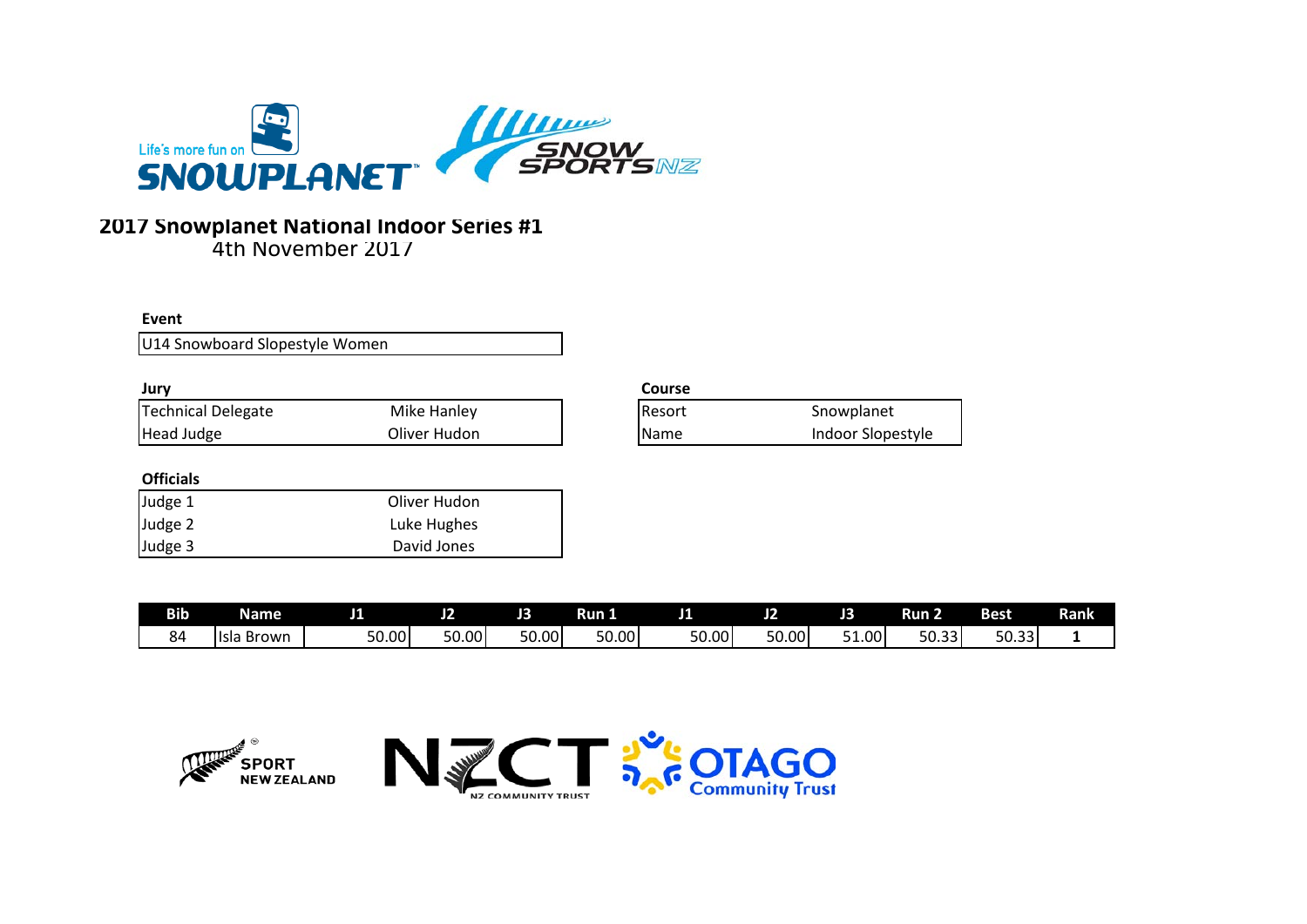## 2017 Snowplanet National Indoor Series #1

4th November 2017

**Event**

| U14 Snowboard Slopestyle Women |
|---|

**Jury**

| | |
|---|---|
| Technical Delegate | Mike Hanley |
| Head Judge | Oliver Hudon |

**Course**

| | |
|---|---|
| Resort | Snowplanet |
| Name | Indoor Slopestyle |

**Officials**

| | |
|---|---|
| Judge 1 | Oliver Hudon |
| Judge 2 | Luke Hughes |
| Judge 3 | David Jones |

| Bib | Name | J1 | J2 | J3 | Run 1 | J1 | J2 | J3 | Run 2 | Best | Rank |
|---|---|---|---|---|---|---|---|---|---|---|---|
| 84 | Isla Brown | 50.00 | 50.00 | 50.00 | 50.00 | 50.00 | 50.00 | 51.00 | 50.33 | 50.33 | 1 |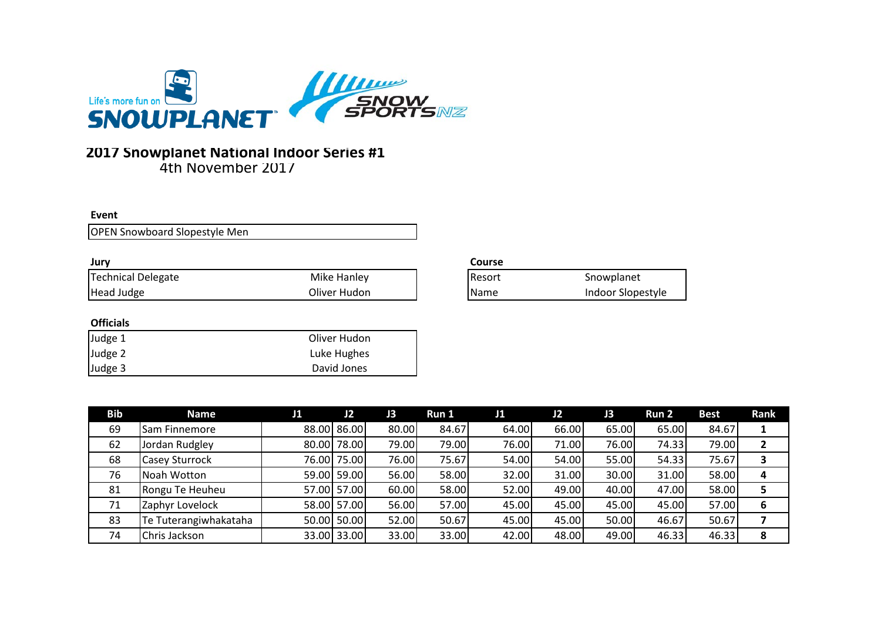Life's more fun on SNOWPLANET

SNOW SPORTS NZ

## 2017 Snowplanet National Indoor Series #1

4th November 2017

**Event**

| OPEN Snowboard Slopestyle Men |
|---|

**Jury**

| Technical Delegate | Mike Hanley |
|---|---|
| Head Judge | Oliver Hudon |

**Course**

| Resort | Snowplanet |
|---|---|
| Name | Indoor Slopestyle |

**Officials**

| Judge 1 | Oliver Hudon |
|---|---|
| Judge 2 | Luke Hughes |
| Judge 3 | David Jones |

| Bib | Name | J1 | J2 | J3 | Run 1 | J1 | J2 | J3 | Run 2 | Best | Rank |
|---|---|---|---|---|---|---|---|---|---|---|---|
| 69 | Sam Finnemore | 88.00 | 86.00 | 80.00 | 84.67 | 64.00 | 66.00 | 65.00 | 65.00 | 84.67 | **1** |
| 62 | Jordan Rudgley | 80.00 | 78.00 | 79.00 | 79.00 | 76.00 | 71.00 | 76.00 | 74.33 | 79.00 | **2** |
| 68 | Casey Sturrock | 76.00 | 75.00 | 76.00 | 75.67 | 54.00 | 54.00 | 55.00 | 54.33 | 75.67 | **3** |
| 76 | Noah Wotton | 59.00 | 59.00 | 56.00 | 58.00 | 32.00 | 31.00 | 30.00 | 31.00 | 58.00 | **4** |
| 81 | Rongu Te Heuheu | 57.00 | 57.00 | 60.00 | 58.00 | 52.00 | 49.00 | 40.00 | 47.00 | 58.00 | **5** |
| 71 | Zaphyr Lovelock | 58.00 | 57.00 | 56.00 | 57.00 | 45.00 | 45.00 | 45.00 | 45.00 | 57.00 | **6** |
| 83 | Te Tuterangiwhakataha | 50.00 | 50.00 | 52.00 | 50.67 | 45.00 | 45.00 | 50.00 | 46.67 | 50.67 | **7** |
| 74 | Chris Jackson | 33.00 | 33.00 | 33.00 | 33.00 | 42.00 | 48.00 | 49.00 | 46.33 | 46.33 | **8** |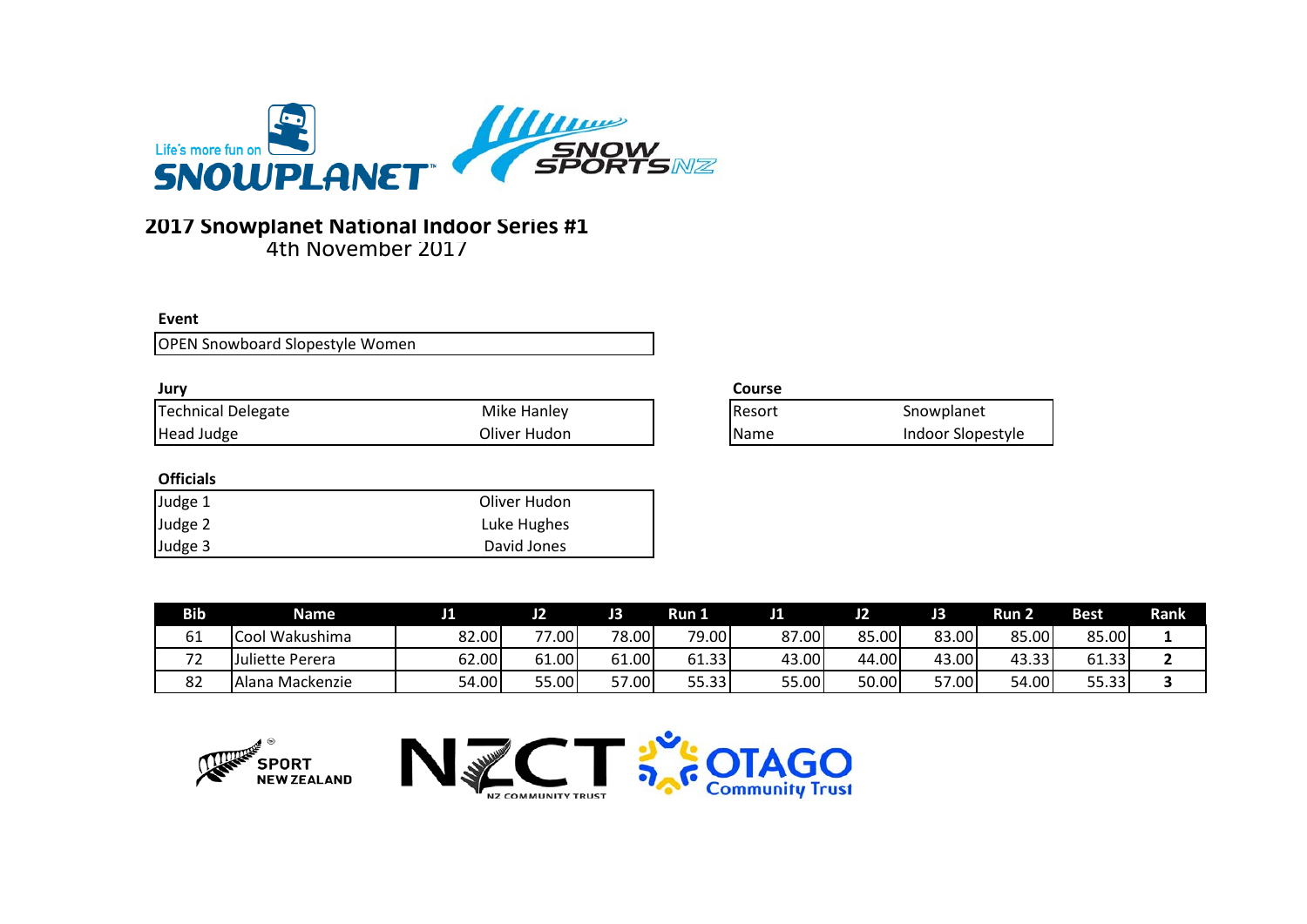## 2017 Snowplanet National Indoor Series #1

4th November 2017

**Event**

| OPEN Snowboard Slopestyle Women |
|---|

**Jury**

| | |
|---|---|
| Technical Delegate | Mike Hanley |
| Head Judge | Oliver Hudon |

**Course**

| | |
|---|---|
| Resort | Snowplanet |
| Name | Indoor Slopestyle |

**Officials**

| | |
|---|---|
| Judge 1 | Oliver Hudon |
| Judge 2 | Luke Hughes |
| Judge 3 | David Jones |

| Bib | Name | J1 | J2 | J3 | Run 1 | J1 | J2 | J3 | Run 2 | Best | Rank |
|---|---|---|---|---|---|---|---|---|---|---|---|
| 61 | Cool Wakushima | 82.00 | 77.00 | 78.00 | 79.00 | 87.00 | 85.00 | 83.00 | 85.00 | 85.00 | **1** |
| 72 | Juliette Perera | 62.00 | 61.00 | 61.00 | 61.33 | 43.00 | 44.00 | 43.00 | 43.33 | 61.33 | **2** |
| 82 | Alana Mackenzie | 54.00 | 55.00 | 57.00 | 55.33 | 55.00 | 50.00 | 57.00 | 54.00 | 55.33 | **3** |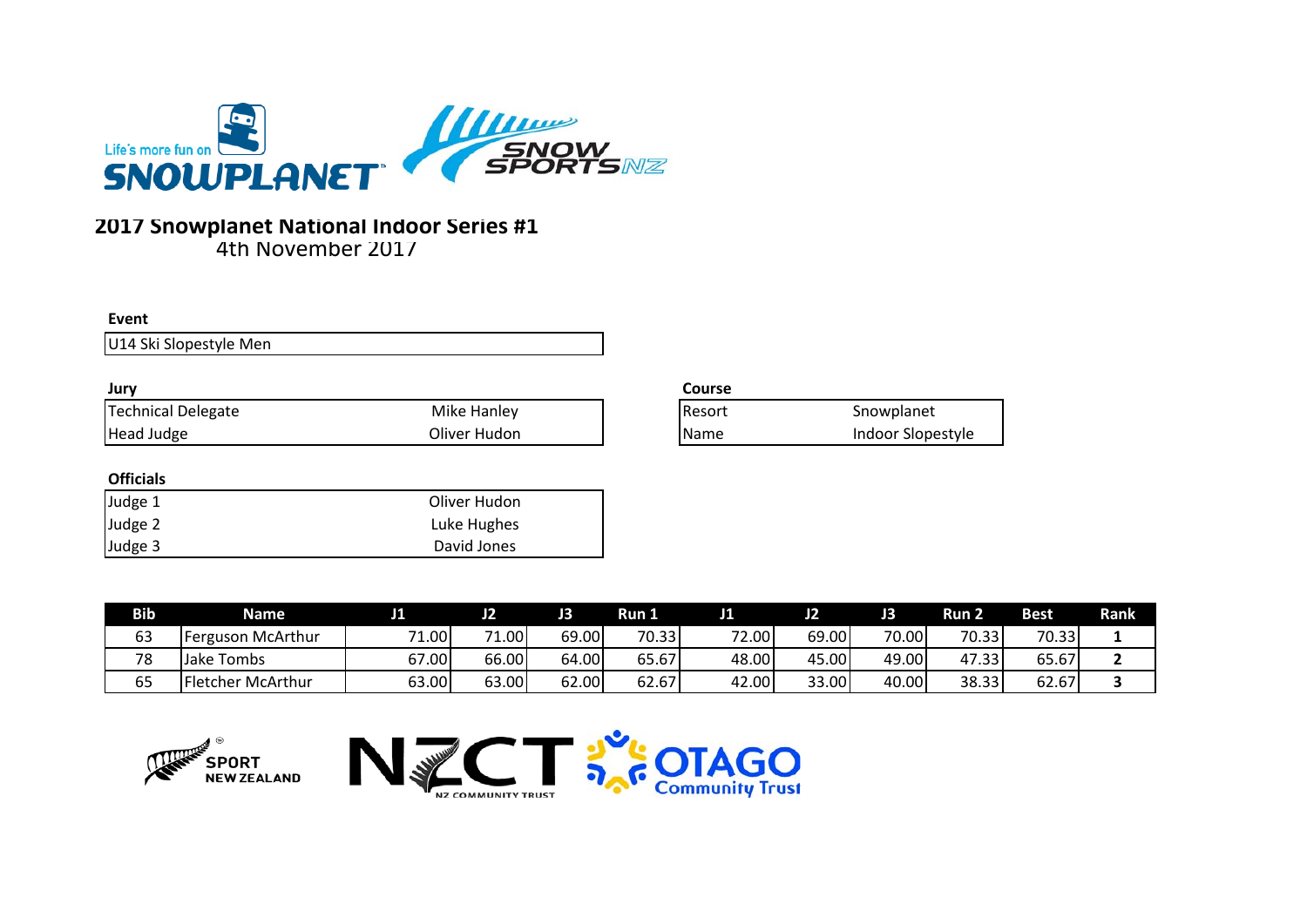## 2017 Snowplanet National Indoor Series #1

4th November 2017

**Event**

| U14 Ski Slopestyle Men |
|---|

**Jury**

| | |
|---|---|
| Technical Delegate | Mike Hanley |
| Head Judge | Oliver Hudon |

**Course**

| | |
|---|---|
| Resort | Snowplanet |
| Name | Indoor Slopestyle |

**Officials**

| | |
|---|---|
| Judge 1 | Oliver Hudon |
| Judge 2 | Luke Hughes |
| Judge 3 | David Jones |

| Bib | Name | J1 | J2 | J3 | Run 1 | J1 | J2 | J3 | Run 2 | Best | Rank |
|---|---|---|---|---|---|---|---|---|---|---|---|
| 63 | Ferguson McArthur | 71.00 | 71.00 | 69.00 | 70.33 | 72.00 | 69.00 | 70.00 | 70.33 | 70.33 | **1** |
| 78 | Jake Tombs | 67.00 | 66.00 | 64.00 | 65.67 | 48.00 | 45.00 | 49.00 | 47.33 | 65.67 | **2** |
| 65 | Fletcher McArthur | 63.00 | 63.00 | 62.00 | 62.67 | 42.00 | 33.00 | 40.00 | 38.33 | 62.67 | **3** |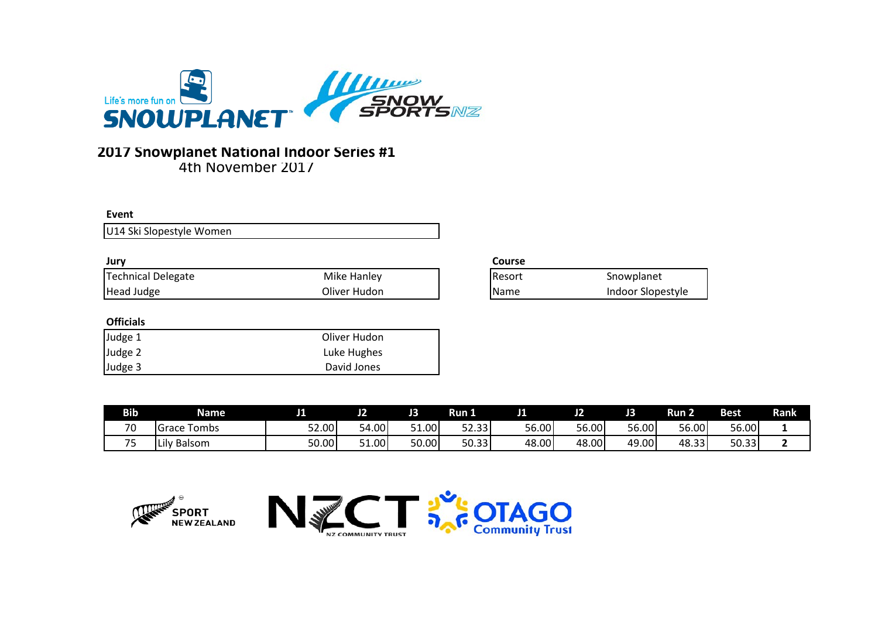# 2017 Snowplanet National Indoor Series #1

4th November 2017

**Event**

U14 Ski Slopestyle Women

**Jury**

| | |
|---|---|
| Technical Delegate | Mike Hanley |
| Head Judge | Oliver Hudon |

**Course**

| | |
|---|---|
| Resort | Snowplanet |
| Name | Indoor Slopestyle |

**Officials**

| | |
|---|---|
| Judge 1 | Oliver Hudon |
| Judge 2 | Luke Hughes |
| Judge 3 | David Jones |

| Bib | Name | J1 | J2 | J3 | Run 1 | J1 | J2 | J3 | Run 2 | Best | Rank |
|---|---|---|---|---|---|---|---|---|---|---|---|
| 70 | Grace Tombs | 52.00 | 54.00 | 51.00 | 52.33 | 56.00 | 56.00 | 56.00 | 56.00 | 56.00 | **1** |
| 75 | Lily Balsom | 50.00 | 51.00 | 50.00 | 50.33 | 48.00 | 48.00 | 49.00 | 48.33 | 50.33 | **2** |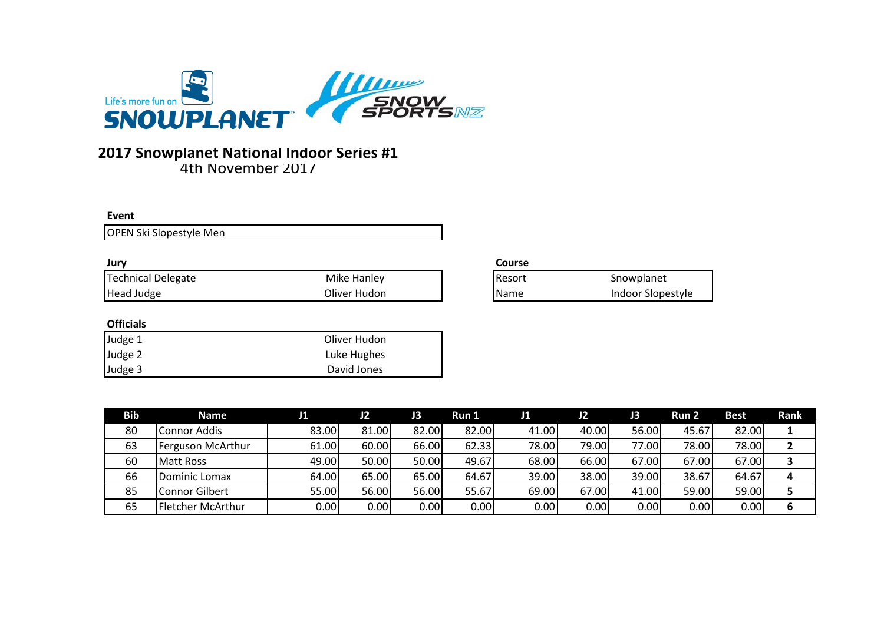## 2017 Snowplanet National Indoor Series #1

4th November 2017

**Event**

OPEN Ski Slopestyle Men

**Jury**

| | |
|---|---|
| Technical Delegate | Mike Hanley |
| Head Judge | Oliver Hudon |

**Course**

| | |
|---|---|
| Resort | Snowplanet |
| Name | Indoor Slopestyle |

**Officials**

| | |
|---|---|
| Judge 1 | Oliver Hudon |
| Judge 2 | Luke Hughes |
| Judge 3 | David Jones |

| Bib | Name | J1 | J2 | J3 | Run 1 | J1 | J2 | J3 | Run 2 | Best | Rank |
|---|---|---|---|---|---|---|---|---|---|---|---|
| 80 | Connor Addis | 83.00 | 81.00 | 82.00 | 82.00 | 41.00 | 40.00 | 56.00 | 45.67 | 82.00 | **1** |
| 63 | Ferguson McArthur | 61.00 | 60.00 | 66.00 | 62.33 | 78.00 | 79.00 | 77.00 | 78.00 | 78.00 | **2** |
| 60 | Matt Ross | 49.00 | 50.00 | 50.00 | 49.67 | 68.00 | 66.00 | 67.00 | 67.00 | 67.00 | **3** |
| 66 | Dominic Lomax | 64.00 | 65.00 | 65.00 | 64.67 | 39.00 | 38.00 | 39.00 | 38.67 | 64.67 | **4** |
| 85 | Connor Gilbert | 55.00 | 56.00 | 56.00 | 55.67 | 69.00 | 67.00 | 41.00 | 59.00 | 59.00 | **5** |
| 65 | Fletcher McArthur | 0.00 | 0.00 | 0.00 | 0.00 | 0.00 | 0.00 | 0.00 | 0.00 | 0.00 | **6** |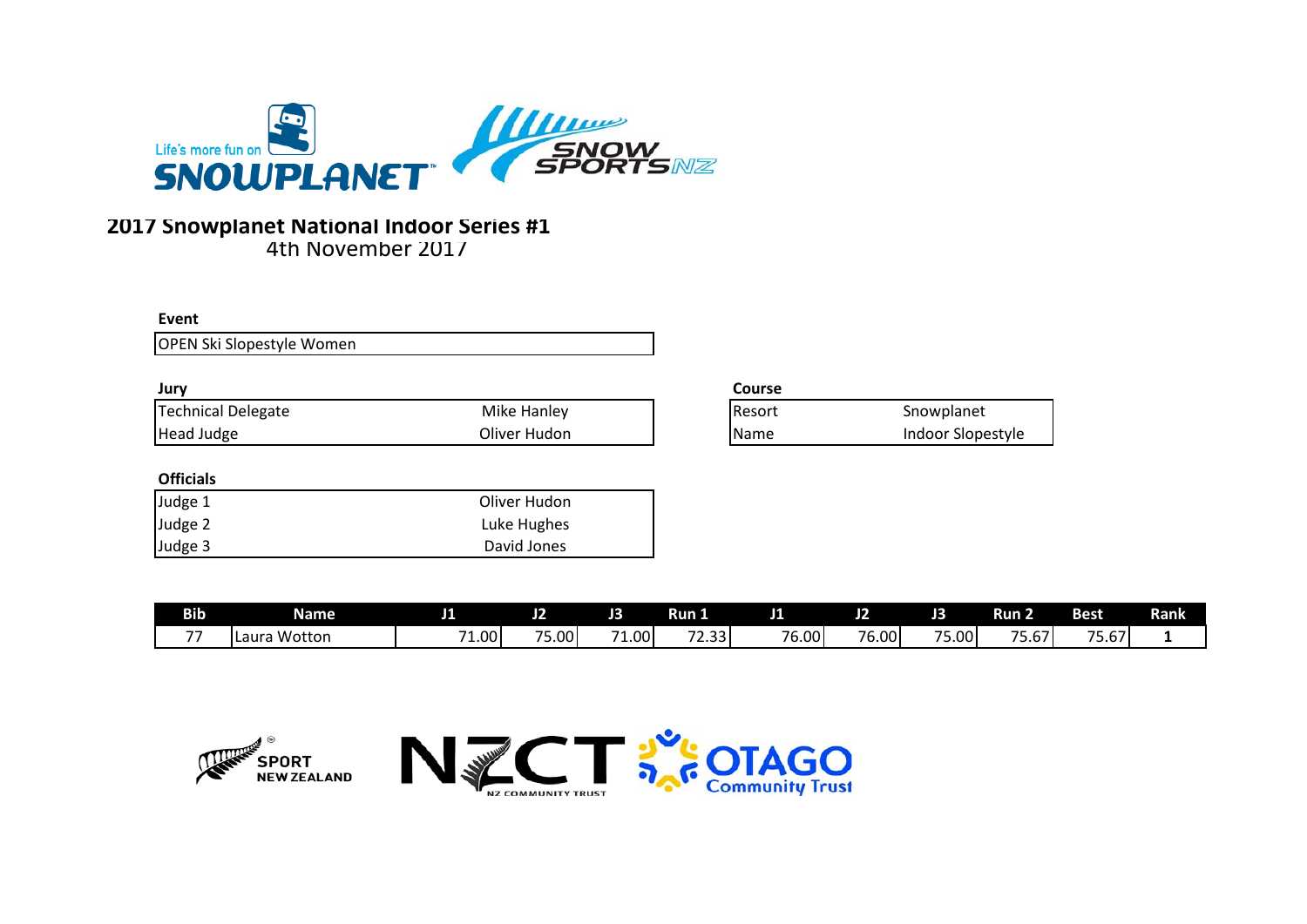## 2017 Snowplanet National Indoor Series #1

4th November 2017

**Event**

OPEN Ski Slopestyle Women

**Jury**

| | |
|---|---|
| Technical Delegate | Mike Hanley |
| Head Judge | Oliver Hudon |

**Course**

| | |
|---|---|
| Resort | Snowplanet |
| Name | Indoor Slopestyle |

**Officials**

| | |
|---|---|
| Judge 1 | Oliver Hudon |
| Judge 2 | Luke Hughes |
| Judge 3 | David Jones |

| Bib | Name | J1 | J2 | J3 | Run 1 | J1 | J2 | J3 | Run 2 | Best | Rank |
|---|---|---|---|---|---|---|---|---|---|---|---|
| 77 | Laura Wotton | 71.00 | 75.00 | 71.00 | 72.33 | 76.00 | 76.00 | 75.00 | 75.67 | 75.67 | 1 |